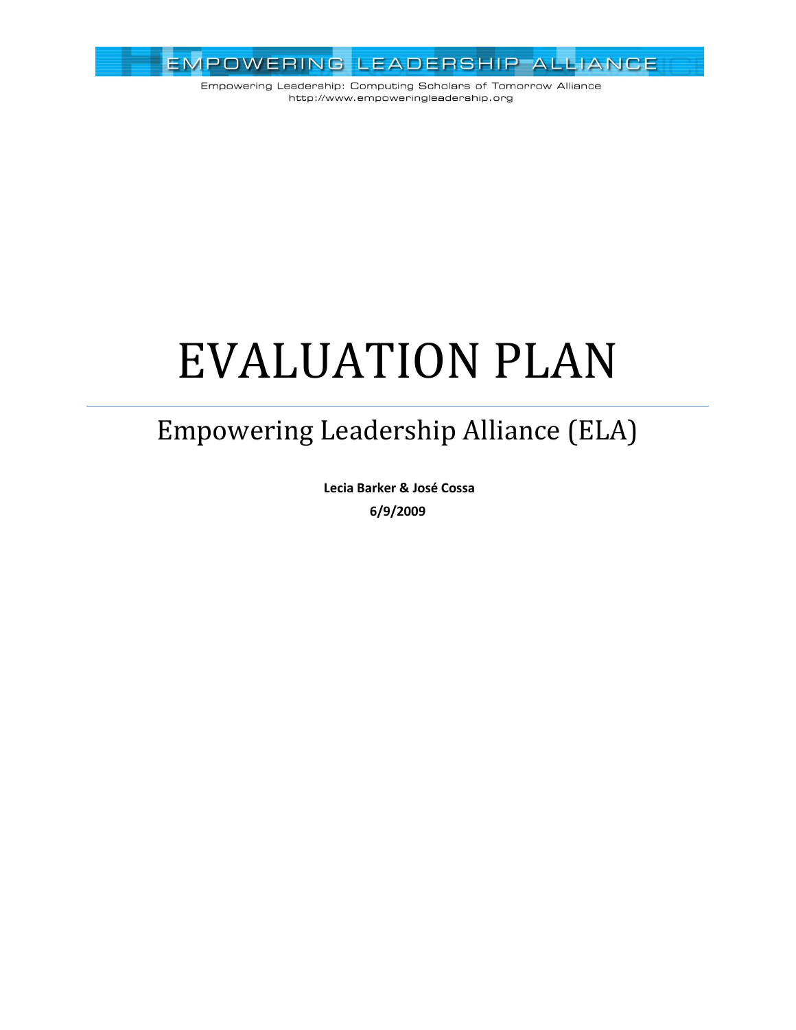EMPOWERING LEADERSHIP ALLIANCE

Empowering Leadership: Computing Scholars of Tomorrow Alliance
http://www.empoweringleadership.org

# EVALUATION PLAN

## Empowering Leadership Alliance (ELA)

**Lecia Barker & José Cossa**

**6/9/2009**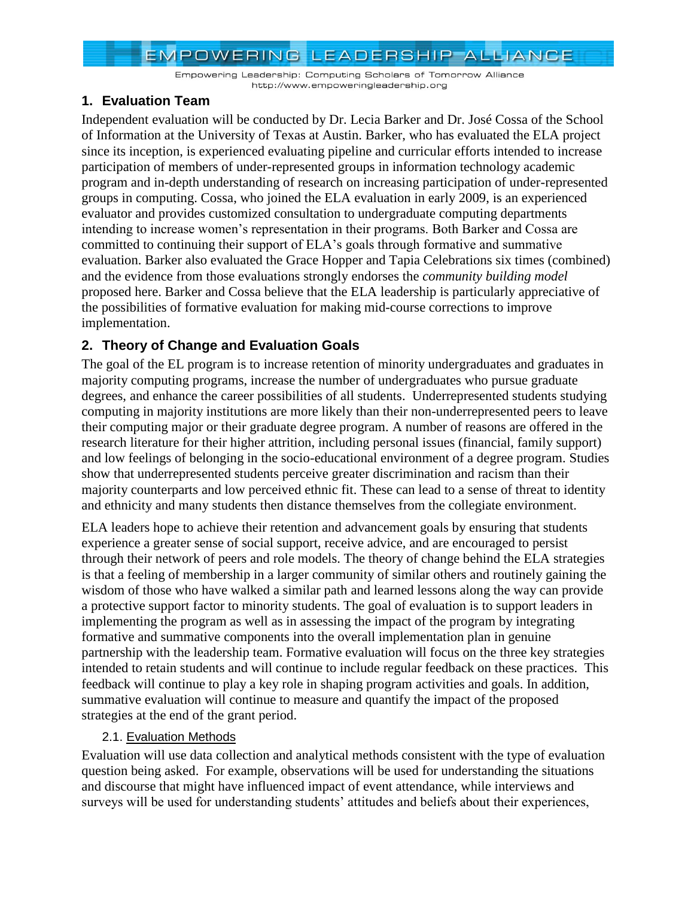## 1. Evaluation Team

Independent evaluation will be conducted by Dr. Lecia Barker and Dr. José Cossa of the School of Information at the University of Texas at Austin. Barker, who has evaluated the ELA project since its inception, is experienced evaluating pipeline and curricular efforts intended to increase participation of members of under-represented groups in information technology academic program and in-depth understanding of research on increasing participation of under-represented groups in computing. Cossa, who joined the ELA evaluation in early 2009, is an experienced evaluator and provides customized consultation to undergraduate computing departments intending to increase women's representation in their programs. Both Barker and Cossa are committed to continuing their support of ELA's goals through formative and summative evaluation. Barker also evaluated the Grace Hopper and Tapia Celebrations six times (combined) and the evidence from those evaluations strongly endorses the *community building model* proposed here. Barker and Cossa believe that the ELA leadership is particularly appreciative of the possibilities of formative evaluation for making mid-course corrections to improve implementation.

## 2. Theory of Change and Evaluation Goals

The goal of the EL program is to increase retention of minority undergraduates and graduates in majority computing programs, increase the number of undergraduates who pursue graduate degrees, and enhance the career possibilities of all students. Underrepresented students studying computing in majority institutions are more likely than their non-underrepresented peers to leave their computing major or their graduate degree program. A number of reasons are offered in the research literature for their higher attrition, including personal issues (financial, family support) and low feelings of belonging in the socio-educational environment of a degree program. Studies show that underrepresented students perceive greater discrimination and racism than their majority counterparts and low perceived ethnic fit. These can lead to a sense of threat to identity and ethnicity and many students then distance themselves from the collegiate environment.

ELA leaders hope to achieve their retention and advancement goals by ensuring that students experience a greater sense of social support, receive advice, and are encouraged to persist through their network of peers and role models. The theory of change behind the ELA strategies is that a feeling of membership in a larger community of similar others and routinely gaining the wisdom of those who have walked a similar path and learned lessons along the way can provide a protective support factor to minority students. The goal of evaluation is to support leaders in implementing the program as well as in assessing the impact of the program by integrating formative and summative components into the overall implementation plan in genuine partnership with the leadership team. Formative evaluation will focus on the three key strategies intended to retain students and will continue to include regular feedback on these practices. This feedback will continue to play a key role in shaping program activities and goals. In addition, summative evaluation will continue to measure and quantify the impact of the proposed strategies at the end of the grant period.

### 2.1. Evaluation Methods

Evaluation will use data collection and analytical methods consistent with the type of evaluation question being asked. For example, observations will be used for understanding the situations and discourse that might have influenced impact of event attendance, while interviews and surveys will be used for understanding students' attitudes and beliefs about their experiences,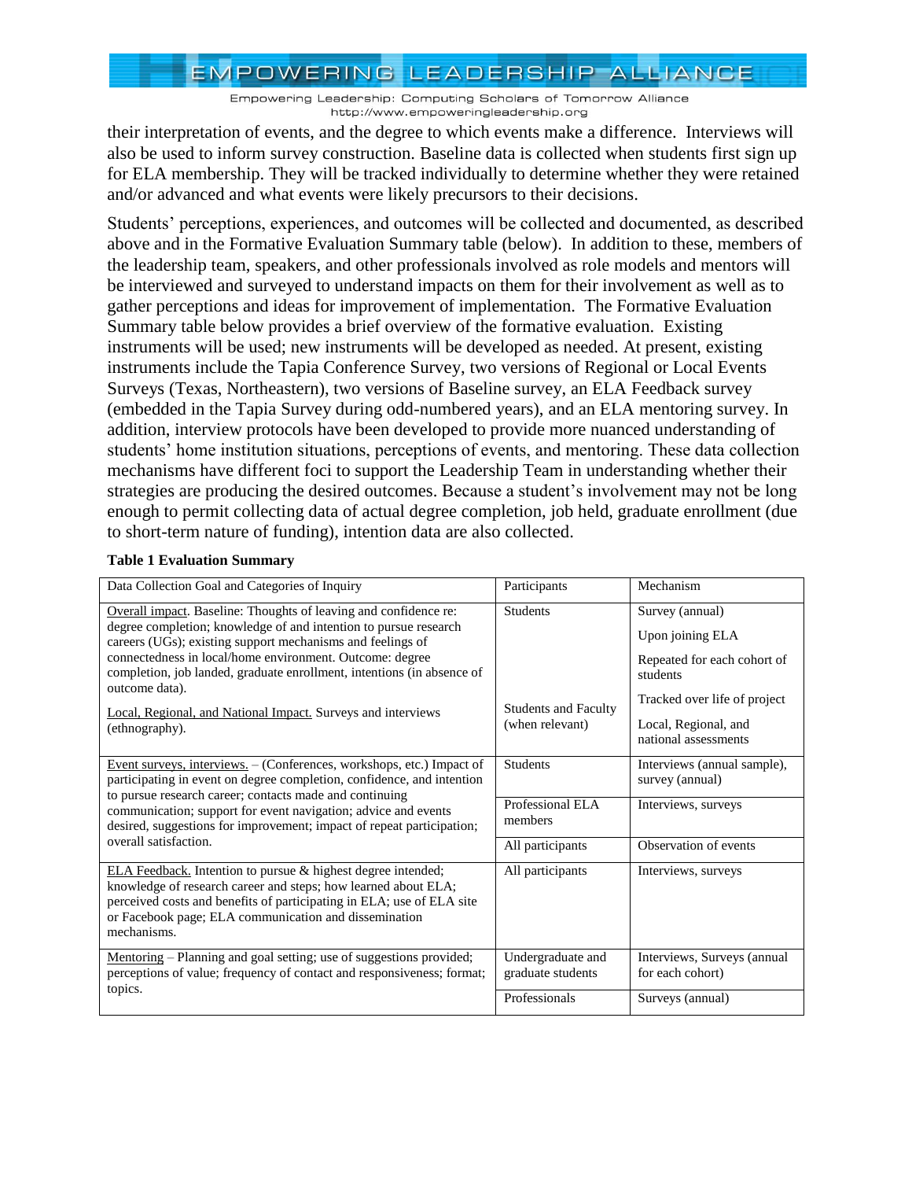their interpretation of events, and the degree to which events make a difference. Interviews will also be used to inform survey construction. Baseline data is collected when students first sign up for ELA membership. They will be tracked individually to determine whether they were retained and/or advanced and what events were likely precursors to their decisions.

Students' perceptions, experiences, and outcomes will be collected and documented, as described above and in the Formative Evaluation Summary table (below). In addition to these, members of the leadership team, speakers, and other professionals involved as role models and mentors will be interviewed and surveyed to understand impacts on them for their involvement as well as to gather perceptions and ideas for improvement of implementation. The Formative Evaluation Summary table below provides a brief overview of the formative evaluation. Existing instruments will be used; new instruments will be developed as needed. At present, existing instruments include the Tapia Conference Survey, two versions of Regional or Local Events Surveys (Texas, Northeastern), two versions of Baseline survey, an ELA Feedback survey (embedded in the Tapia Survey during odd-numbered years), and an ELA mentoring survey. In addition, interview protocols have been developed to provide more nuanced understanding of students' home institution situations, perceptions of events, and mentoring. These data collection mechanisms have different foci to support the Leadership Team in understanding whether their strategies are producing the desired outcomes. Because a student's involvement may not be long enough to permit collecting data of actual degree completion, job held, graduate enrollment (due to short-term nature of funding), intention data are also collected.

**Table 1 Evaluation Summary**

| Data Collection Goal and Categories of Inquiry | Participants | Mechanism |
|---|---|---|
| Overall impact. Baseline: Thoughts of leaving and confidence re: degree completion; knowledge of and intention to pursue research careers (UGs); existing support mechanisms and feelings of connectedness in local/home environment. Outcome: degree completion, job landed, graduate enrollment, intentions (in absence of outcome data). | Students | Survey (annual)<br>Upon joining ELA<br>Repeated for each cohort of students<br>Tracked over life of project |
| Local, Regional, and National Impact. Surveys and interviews (ethnography). | Students and Faculty (when relevant) | Local, Regional, and national assessments |
| Event surveys, interviews. – (Conferences, workshops, etc.) Impact of participating in event on degree completion, confidence, and intention to pursue research career; contacts made and continuing communication; support for event navigation; advice and events desired, suggestions for improvement; impact of repeat participation; overall satisfaction. | Students | Interviews (annual sample), survey (annual) |
| | Professional ELA members | Interviews, surveys |
| | All participants | Observation of events |
| ELA Feedback. Intention to pursue & highest degree intended; knowledge of research career and steps; how learned about ELA; perceived costs and benefits of participating in ELA; use of ELA site or Facebook page; ELA communication and dissemination mechanisms. | All participants | Interviews, surveys |
| Mentoring – Planning and goal setting; use of suggestions provided; perceptions of value; frequency of contact and responsiveness; format; topics. | Undergraduate and graduate students | Interviews, Surveys (annual for each cohort) |
| | Professionals | Surveys (annual) |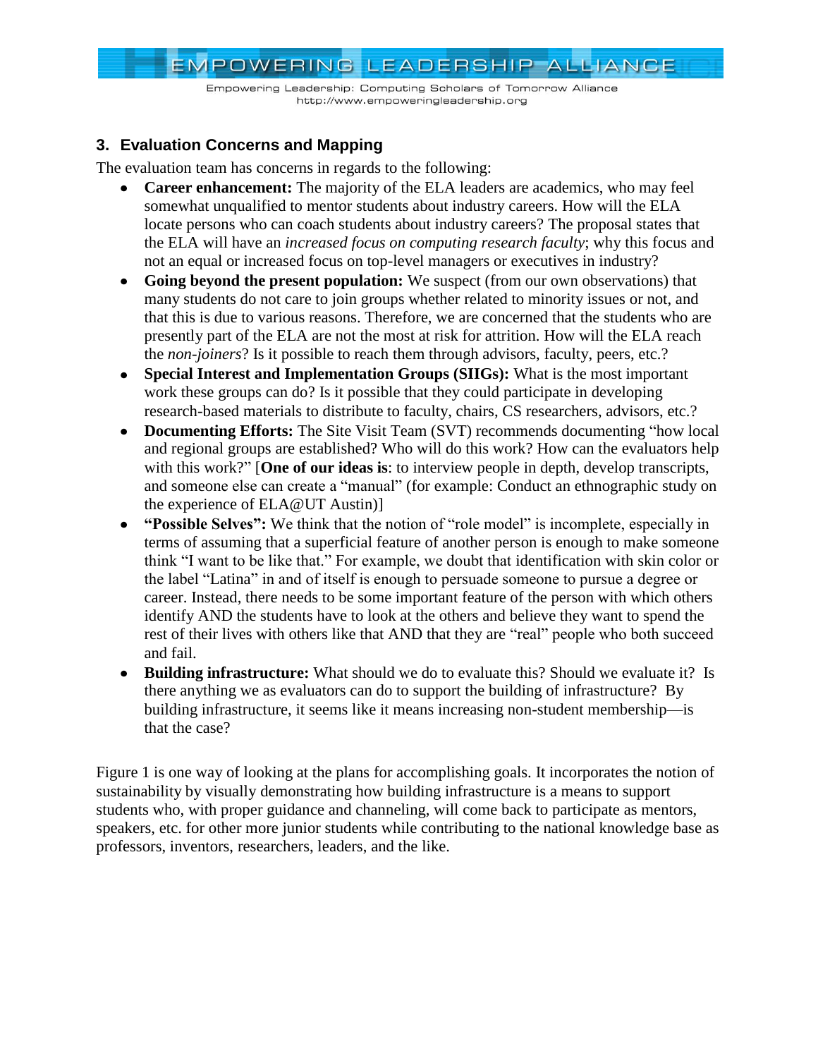## 3. Evaluation Concerns and Mapping

The evaluation team has concerns in regards to the following:

- **Career enhancement:** The majority of the ELA leaders are academics, who may feel somewhat unqualified to mentor students about industry careers. How will the ELA locate persons who can coach students about industry careers? The proposal states that the ELA will have an *increased focus on computing research faculty*; why this focus and not an equal or increased focus on top-level managers or executives in industry?
- **Going beyond the present population:** We suspect (from our own observations) that many students do not care to join groups whether related to minority issues or not, and that this is due to various reasons. Therefore, we are concerned that the students who are presently part of the ELA are not the most at risk for attrition. How will the ELA reach the *non-joiners*? Is it possible to reach them through advisors, faculty, peers, etc.?
- **Special Interest and Implementation Groups (SIIGs):** What is the most important work these groups can do? Is it possible that they could participate in developing research-based materials to distribute to faculty, chairs, CS researchers, advisors, etc.?
- **Documenting Efforts:** The Site Visit Team (SVT) recommends documenting "how local and regional groups are established? Who will do this work? How can the evaluators help with this work?" [**One of our ideas is**: to interview people in depth, develop transcripts, and someone else can create a "manual" (for example: Conduct an ethnographic study on the experience of ELA@UT Austin)]
- **"Possible Selves":** We think that the notion of "role model" is incomplete, especially in terms of assuming that a superficial feature of another person is enough to make someone think "I want to be like that." For example, we doubt that identification with skin color or the label "Latina" in and of itself is enough to persuade someone to pursue a degree or career. Instead, there needs to be some important feature of the person with which others identify AND the students have to look at the others and believe they want to spend the rest of their lives with others like that AND that they are "real" people who both succeed and fail.
- **Building infrastructure:** What should we do to evaluate this? Should we evaluate it? Is there anything we as evaluators can do to support the building of infrastructure? By building infrastructure, it seems like it means increasing non-student membership—is that the case?

Figure 1 is one way of looking at the plans for accomplishing goals. It incorporates the notion of sustainability by visually demonstrating how building infrastructure is a means to support students who, with proper guidance and channeling, will come back to participate as mentors, speakers, etc. for other more junior students while contributing to the national knowledge base as professors, inventors, researchers, leaders, and the like.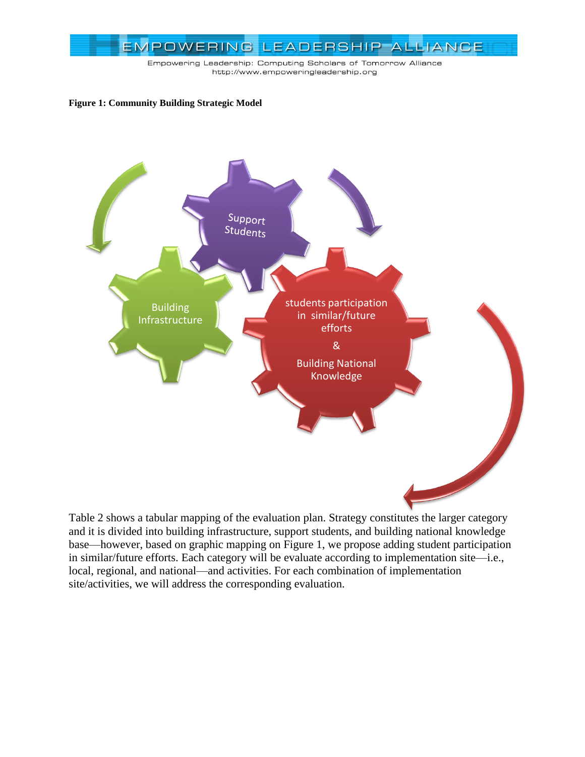**Figure 1: Community Building Strategic Model**

Support Students

Building Infrastructure

students participation in similar/future efforts

&

Building National Knowledge

Table 2 shows a tabular mapping of the evaluation plan. Strategy constitutes the larger category and it is divided into building infrastructure, support students, and building national knowledge base—however, based on graphic mapping on Figure 1, we propose adding student participation in similar/future efforts. Each category will be evaluate according to implementation site—i.e., local, regional, and national—and activities. For each combination of implementation site/activities, we will address the corresponding evaluation.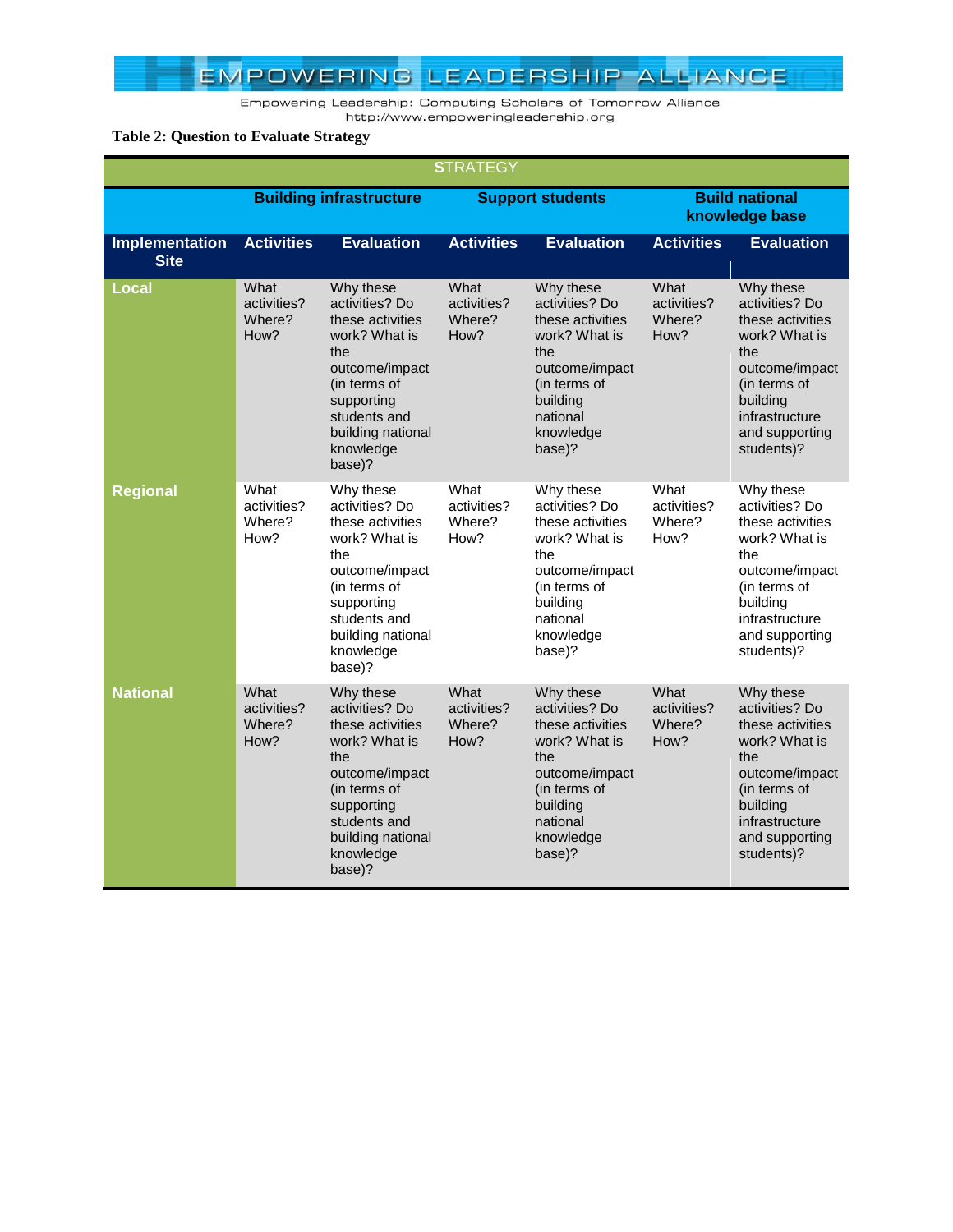Empowering Leadership: Computing Scholars of Tomorrow Alliance
http://www.empoweringleadership.org

**Table 2: Question to Evaluate Strategy**

| STRATEGY | | | | | | |
|---|---|---|---|---|---|---|
| | **Building infrastructure** | | **Support students** | | **Build national knowledge base** | |
| **Implementation Site** | **Activities** | **Evaluation** | **Activities** | **Evaluation** | **Activities** | **Evaluation** |
| **Local** | What activities? Where? How? | Why these activities? Do these activities work? What is the outcome/impact (in terms of supporting students and building national knowledge base)? | What activities? Where? How? | Why these activities? Do these activities work? What is the outcome/impact (in terms of building national knowledge base)? | What activities? Where? How? | Why these activities? Do these activities work? What is the outcome/impact (in terms of building infrastructure and supporting students)? |
| **Regional** | What activities? Where? How? | Why these activities? Do these activities work? What is the outcome/impact (in terms of supporting students and building national knowledge base)? | What activities? Where? How? | Why these activities? Do these activities work? What is the outcome/impact (in terms of building national knowledge base)? | What activities? Where? How? | Why these activities? Do these activities work? What is the outcome/impact (in terms of building infrastructure and supporting students)? |
| **National** | What activities? Where? How? | Why these activities? Do these activities work? What is the outcome/impact (in terms of supporting students and building national knowledge base)? | What activities? Where? How? | Why these activities? Do these activities work? What is the outcome/impact (in terms of building national knowledge base)? | What activities? Where? How? | Why these activities? Do these activities work? What is the outcome/impact (in terms of building infrastructure and supporting students)? |